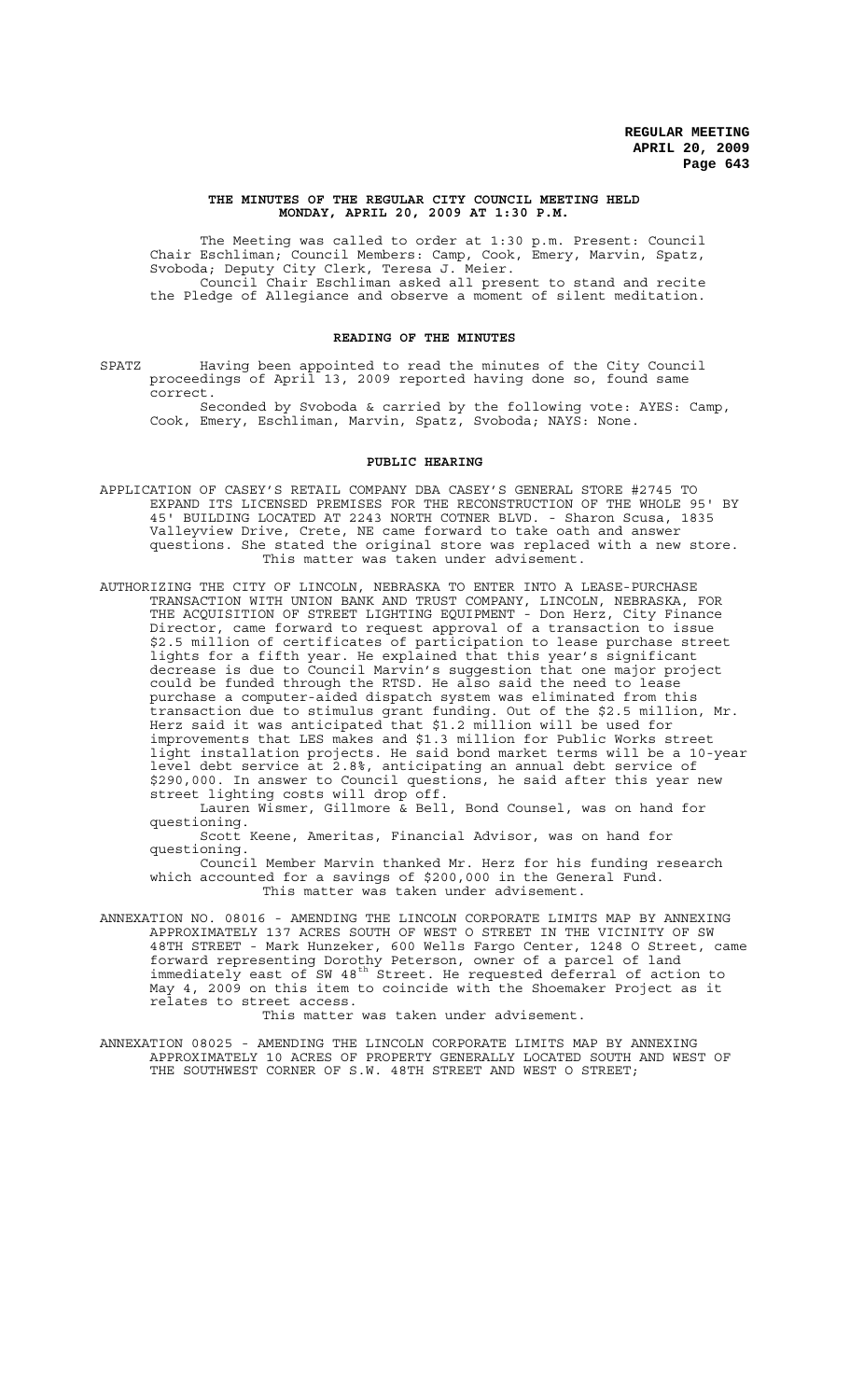### THE MINUTES OF THE REGULAR CITY COUNCIL MEETING HELD MONDAY, APRIL 20, 2009 AT 1:30 P.M.

The Meeting was called to order at 1:30 p.m. Present: Council Chair Eschliman; Council Members: Camp, Cook, Emery, Marvin, Spatz, Svoboda; Deputy City Clerk, Teresa J. Meier.

Council Chair Eschliman asked all present to stand and recite the Pledge of Allegiance and observe a moment of silent meditation.

#### READING OF THE MINUTES

SPATZ Having been appointed to read the minutes of the City Council proceedings of April 13, 2009 reported having done so, found same correct.

Seconded by Svoboda & carried by the following vote: AYES: Camp, Cook, Emery, Eschliman, Marvin, Spatz, Svoboda; NAYS: None.

#### PUBLIC HEARING

APPLICATION OF CASEY'S RETAIL COMPANY DBA CASEY'S GENERAL STORE #2745 TO EXPAND ITS LICENSED PREMISES FOR THE RECONSTRUCTION OF THE WHOLE 95' BY 45' BUILDING LOCATED AT 2243 NORTH COTNER BLVD. - Sharon Scusa, 1835 Valleyview Drive, Crete, NE came forward to take oath and answer questions. She stated the original store was replaced with a new store.

This matter was taken under advisement.

AUTHORIZING THE CITY OF LINCOLN, NEBRASKA TO ENTER INTO A LEASE-PURCHASE TRANSACTION WITH UNION BANK AND TRUST COMPANY, LINCOLN, NEBRASKA, FOR THE ACQUISITION OF STREET LIGHTING EQUIPMENT - Don Herz, City Finance Director, came forward to request approval of a transaction to issue $2.5 million of certificates of participation to lease purchase street lights for a fifth year. He explained that this year's significant decrease is due to Council Marvin's suggestion that one major project could be funded through the RTSD. He also said the need to lease purchase a computer-aided dispatch system was eliminated from this transaction due to stimulus grant funding. Out of the $2.5 million, Mr. Herz said it was anticipated that $1.2 million will be used for improvements that LES makes and $1.3 million for Public Works street light installation projects. He said bond market terms will be a 10-year level debt service at 2.8%, anticipating an annual debt service of $290,000. In answer to Council questions, he said after this year new street lighting costs will drop off.

Lauren Wismer, Gillmore & Bell, Bond Counsel, was on hand for questioning.

Scott Keene, Ameritas, Financial Advisor, was on hand for questioning.

Council Member Marvin thanked Mr. Herz for his funding research which accounted for a savings of $200,000 in the General Fund.

This matter was taken under advisement.

ANNEXATION NO. 08016 - AMENDING THE LINCOLN CORPORATE LIMITS MAP BY ANNEXING APPROXIMATELY 137 ACRES SOUTH OF WEST O STREET IN THE VICINITY OF SW 48TH STREET - Mark Hunzeker, 600 Wells Fargo Center, 1248 O Street, came forward representing Dorothy Peterson, owner of a parcel of land immediately east of SW 48th Street. He requested deferral of action to May 4, 2009 on this item to coincide with the Shoemaker Project as it relates to street access.

This matter was taken under advisement.

ANNEXATION 08025 - AMENDING THE LINCOLN CORPORATE LIMITS MAP BY ANNEXING APPROXIMATELY 10 ACRES OF PROPERTY GENERALLY LOCATED SOUTH AND WEST OF THE SOUTHWEST CORNER OF S.W. 48TH STREET AND WEST O STREET;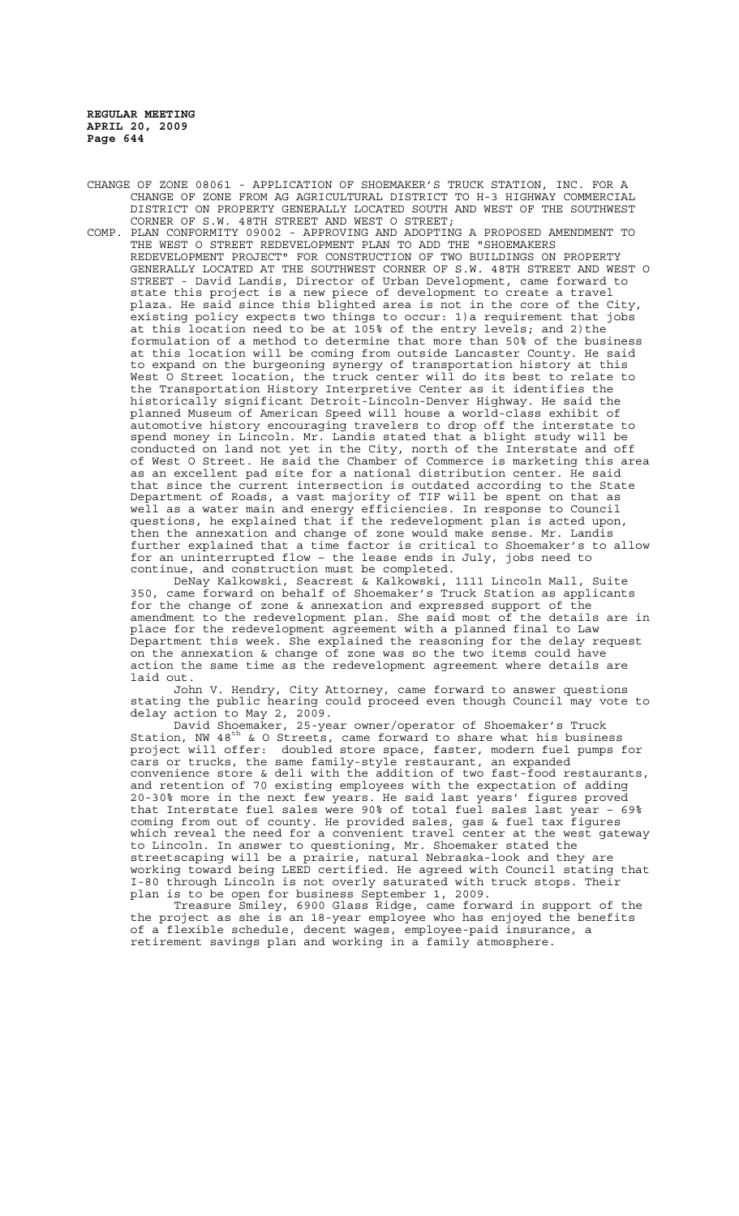CHANGE OF ZONE 08061 - APPLICATION OF SHOEMAKER'S TRUCK STATION, INC. FOR A CHANGE OF ZONE FROM AG AGRICULTURAL DISTRICT TO H-3 HIGHWAY COMMERCIAL DISTRICT ON PROPERTY GENERALLY LOCATED SOUTH AND WEST OF THE SOUTHWEST CORNER OF S.W. 48TH STREET AND WEST O STREET;

COMP. PLAN CONFORMITY 09002 - APPROVING AND ADOPTING A PROPOSED AMENDMENT TO THE WEST O STREET REDEVELOPMENT PLAN TO ADD THE "SHOEMAKERS REDEVELOPMENT PROJECT" FOR CONSTRUCTION OF TWO BUILDINGS ON PROPERTY GENERALLY LOCATED AT THE SOUTHWEST CORNER OF S.W. 48TH STREET AND WEST O STREET - David Landis, Director of Urban Development, came forward to state this project is a new piece of development to create a travel plaza. He said since this blighted area is not in the core of the City, existing policy expects two things to occur: 1)a requirement that jobs at this location need to be at 105% of the entry levels; and 2)the formulation of a method to determine that more than 50% of the business at this location will be coming from outside Lancaster County. He said to expand on the burgeoning synergy of transportation history at this West O Street location, the truck center will do its best to relate to the Transportation History Interpretive Center as it identifies the historically significant Detroit-Lincoln-Denver Highway. He said the planned Museum of American Speed will house a world-class exhibit of automotive history encouraging travelers to drop off the interstate to spend money in Lincoln. Mr. Landis stated that a blight study will be conducted on land not yet in the City, north of the Interstate and off of West O Street. He said the Chamber of Commerce is marketing this area as an excellent pad site for a national distribution center. He said that since the current intersection is outdated according to the State Department of Roads, a vast majority of TIF will be spent on that as well as a water main and energy efficiencies. In response to Council questions, he explained that if the redevelopment plan is acted upon, then the annexation and change of zone would make sense. Mr. Landis further explained that a time factor is critical to Shoemaker's to allow for an uninterrupted flow – the lease ends in July, jobs need to continue, and construction must be completed.

DeNay Kalkowski, Seacrest & Kalkowski, 1111 Lincoln Mall, Suite 350, came forward on behalf of Shoemaker's Truck Station as applicants for the change of zone & annexation and expressed support of the amendment to the redevelopment plan. She said most of the details are in place for the redevelopment agreement with a planned final to Law Department this week. She explained the reasoning for the delay request on the annexation & change of zone was so the two items could have action the same time as the redevelopment agreement where details are laid out.

John V. Hendry, City Attorney, came forward to answer questions stating the public hearing could proceed even though Council may vote to delay action to May 2, 2009.

David Shoemaker, 25-year owner/operator of Shoemaker's Truck Station, NW 48th & O Streets, came forward to share what his business project will offer: doubled store space, faster, modern fuel pumps for cars or trucks, the same family-style restaurant, an expanded convenience store & deli with the addition of two fast-food restaurants, and retention of 70 existing employees with the expectation of adding 20-30% more in the next few years. He said last years' figures proved that Interstate fuel sales were 90% of total fuel sales last year – 69% coming from out of county. He provided sales, gas & fuel tax figures which reveal the need for a convenient travel center at the west gateway to Lincoln. In answer to questioning, Mr. Shoemaker stated the streetscaping will be a prairie, natural Nebraska-look and they are working toward being LEED certified. He agreed with Council stating that I-80 through Lincoln is not overly saturated with truck stops. Their plan is to be open for business September 1, 2009.

Treasure Smiley, 6900 Glass Ridge, came forward in support of the the project as she is an 18-year employee who has enjoyed the benefits of a flexible schedule, decent wages, employee-paid insurance, a retirement savings plan and working in a family atmosphere.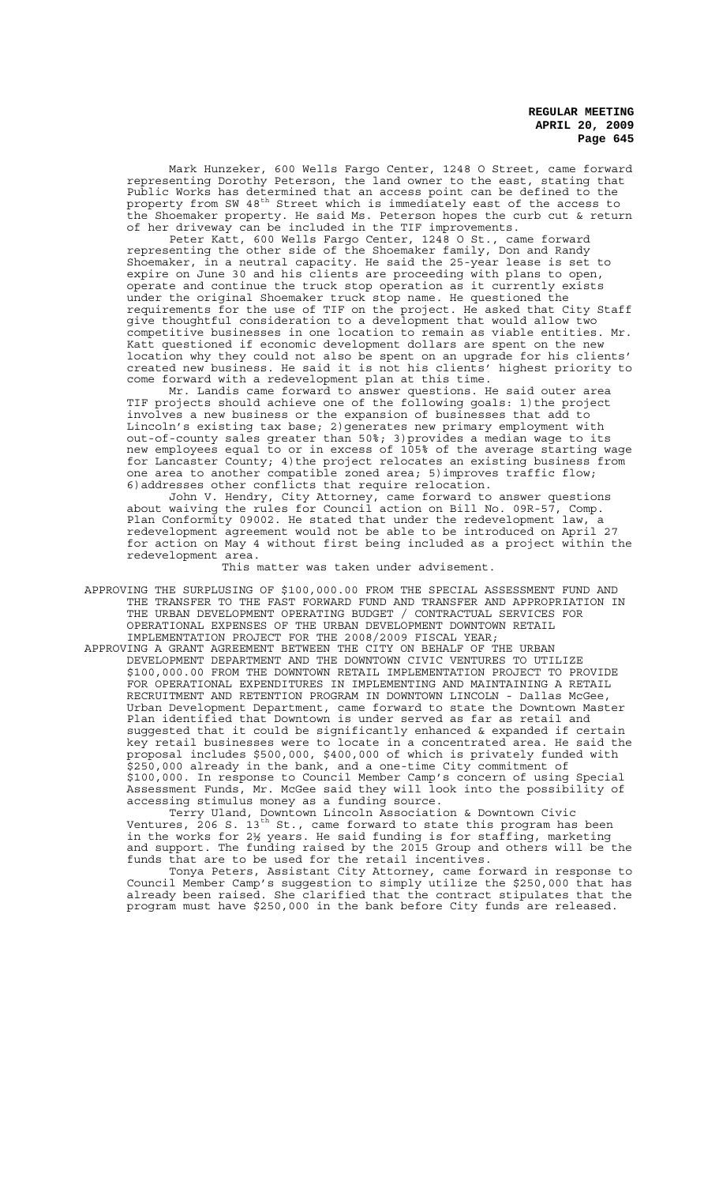Mark Hunzeker, 600 Wells Fargo Center, 1248 O Street, came forward representing Dorothy Peterson, the land owner to the east, stating that Public Works has determined that an access point can be defined to the property from SW 48th Street which is immediately east of the access to the Shoemaker property. He said Ms. Peterson hopes the curb cut & return of her driveway can be included in the TIF improvements.

Peter Katt, 600 Wells Fargo Center, 1248 O St., came forward representing the other side of the Shoemaker family, Don and Randy Shoemaker, in a neutral capacity. He said the 25-year lease is set to expire on June 30 and his clients are proceeding with plans to open, operate and continue the truck stop operation as it currently exists under the original Shoemaker truck stop name. He questioned the requirements for the use of TIF on the project. He asked that City Staff give thoughtful consideration to a development that would allow two competitive businesses in one location to remain as viable entities. Mr. Katt questioned if economic development dollars are spent on the new location why they could not also be spent on an upgrade for his clients' created new business. He said it is not his clients' highest priority to come forward with a redevelopment plan at this time.

Mr. Landis came forward to answer questions. He said outer area TIF projects should achieve one of the following goals: 1)the project involves a new business or the expansion of businesses that add to Lincoln's existing tax base; 2)generates new primary employment with out-of-county sales greater than 50%; 3)provides a median wage to its new employees equal to or in excess of 105% of the average starting wage for Lancaster County; 4)the project relocates an existing business from one area to another compatible zoned area; 5)improves traffic flow; 6)addresses other conflicts that require relocation.

John V. Hendry, City Attorney, came forward to answer questions about waiving the rules for Council action on Bill No. 09R-57, Comp. Plan Conformity 09002. He stated that under the redevelopment law, a redevelopment agreement would not be able to be introduced on April 27 for action on May 4 without first being included as a project within the redevelopment area.

This matter was taken under advisement.

APPROVING THE SURPLUSING OF $100,000.00 FROM THE SPECIAL ASSESSMENT FUND AND THE TRANSFER TO THE FAST FORWARD FUND AND TRANSFER AND APPROPRIATION IN THE URBAN DEVELOPMENT OPERATING BUDGET / CONTRACTUAL SERVICES FOR OPERATIONAL EXPENSES OF THE URBAN DEVELOPMENT DOWNTOWN RETAIL IMPLEMENTATION PROJECT FOR THE 2008/2009 FISCAL YEAR;

APPROVING A GRANT AGREEMENT BETWEEN THE CITY ON BEHALF OF THE URBAN DEVELOPMENT DEPARTMENT AND THE DOWNTOWN CIVIC VENTURES TO UTILIZE $100,000.00 FROM THE DOWNTOWN RETAIL IMPLEMENTATION PROJECT TO PROVIDE FOR OPERATIONAL EXPENDITURES IN IMPLEMENTING AND MAINTAINING A RETAIL RECRUITMENT AND RETENTION PROGRAM IN DOWNTOWN LINCOLN - Dallas McGee, Urban Development Department, came forward to state the Downtown Master Plan identified that Downtown is under served as far as retail and suggested that it could be significantly enhanced & expanded if certain key retail businesses were to locate in a concentrated area. He said the proposal includes $500,000, $400,000 of which is privately funded with $250,000 already in the bank, and a one-time City commitment of $100,000. In response to Council Member Camp's concern of using Special Assessment Funds, Mr. McGee said they will look into the possibility of accessing stimulus money as a funding source.

Terry Uland, Downtown Lincoln Association & Downtown Civic Ventures, 206 S. 13th St., came forward to state this program has been in the works for 2½ years. He said funding is for staffing, marketing and support. The funding raised by the 2015 Group and others will be the funds that are to be used for the retail incentives.

Tonya Peters, Assistant City Attorney, came forward in response to Council Member Camp's suggestion to simply utilize the $250,000 that has already been raised. She clarified that the contract stipulates that the program must have $250,000 in the bank before City funds are released.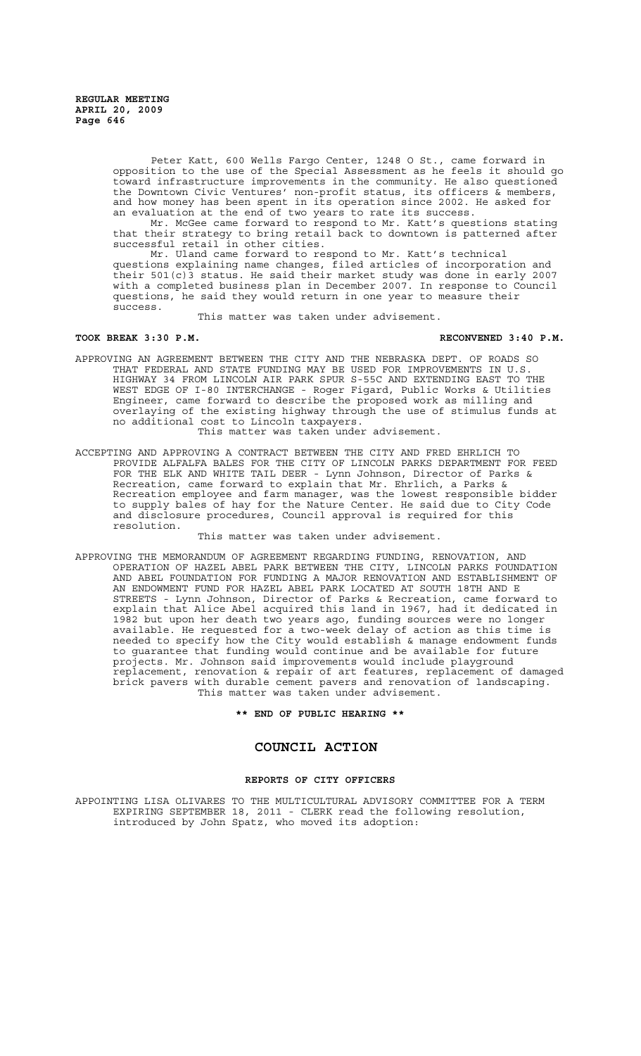Peter Katt, 600 Wells Fargo Center, 1248 O St., came forward in opposition to the use of the Special Assessment as he feels it should go toward infrastructure improvements in the community. He also questioned the Downtown Civic Ventures' non-profit status, its officers & members, and how money has been spent in its operation since 2002. He asked for an evaluation at the end of two years to rate its success.

Mr. McGee came forward to respond to Mr. Katt's questions stating that their strategy to bring retail back to downtown is patterned after successful retail in other cities.

Mr. Uland came forward to respond to Mr. Katt's technical questions explaining name changes, filed articles of incorporation and their 501(c)3 status. He said their market study was done in early 2007 with a completed business plan in December 2007. In response to Council questions, he said they would return in one year to measure their success.

This matter was taken under advisement.

**TOOK BREAK 3:30 P.M.** **RECONVENED 3:40 P.M.**

APPROVING AN AGREEMENT BETWEEN THE CITY AND THE NEBRASKA DEPT. OF ROADS SO THAT FEDERAL AND STATE FUNDING MAY BE USED FOR IMPROVEMENTS IN U.S. HIGHWAY 34 FROM LINCOLN AIR PARK SPUR S-55C AND EXTENDING EAST TO THE WEST EDGE OF I-80 INTERCHANGE - Roger Figard, Public Works & Utilities Engineer, came forward to describe the proposed work as milling and overlaying of the existing highway through the use of stimulus funds at no additional cost to Lincoln taxpayers.

This matter was taken under advisement.

ACCEPTING AND APPROVING A CONTRACT BETWEEN THE CITY AND FRED EHRLICH TO PROVIDE ALFALFA BALES FOR THE CITY OF LINCOLN PARKS DEPARTMENT FOR FEED FOR THE ELK AND WHITE TAIL DEER - Lynn Johnson, Director of Parks & Recreation, came forward to explain that Mr. Ehrlich, a Parks & Recreation employee and farm manager, was the lowest responsible bidder to supply bales of hay for the Nature Center. He said due to City Code and disclosure procedures, Council approval is required for this resolution.

This matter was taken under advisement.

APPROVING THE MEMORANDUM OF AGREEMENT REGARDING FUNDING, RENOVATION, AND OPERATION OF HAZEL ABEL PARK BETWEEN THE CITY, LINCOLN PARKS FOUNDATION AND ABEL FOUNDATION FOR FUNDING A MAJOR RENOVATION AND ESTABLISHMENT OF AN ENDOWMENT FUND FOR HAZEL ABEL PARK LOCATED AT SOUTH 18TH AND E STREETS - Lynn Johnson, Director of Parks & Recreation, came forward to explain that Alice Abel acquired this land in 1967, had it dedicated in 1982 but upon her death two years ago, funding sources were no longer available. He requested for a two-week delay of action as this time is needed to specify how the City would establish & manage endowment funds to guarantee that funding would continue and be available for future projects. Mr. Johnson said improvements would include playground replacement, renovation & repair of art features, replacement of damaged brick pavers with durable cement pavers and renovation of landscaping.

This matter was taken under advisement.

**\*\* END OF PUBLIC HEARING \*\***

## COUNCIL ACTION

### REPORTS OF CITY OFFICERS

APPOINTING LISA OLIVARES TO THE MULTICULTURAL ADVISORY COMMITTEE FOR A TERM EXPIRING SEPTEMBER 18, 2011 - CLERK read the following resolution, introduced by John Spatz, who moved its adoption: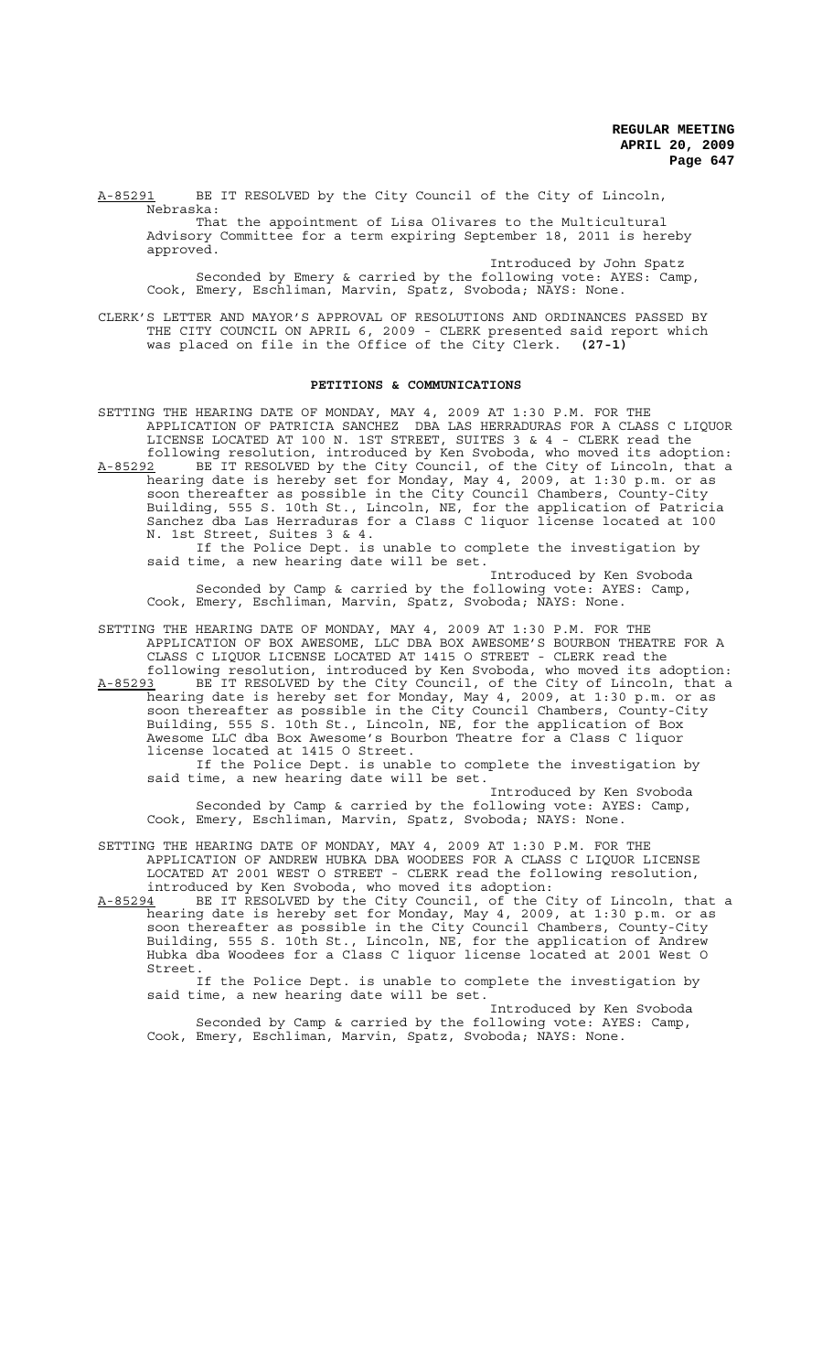A-85291 BE IT RESOLVED by the City Council of the City of Lincoln, Nebraska:

That the appointment of Lisa Olivares to the Multicultural Advisory Committee for a term expiring September 18, 2011 is hereby approved.

Introduced by John Spatz

Seconded by Emery & carried by the following vote: AYES: Camp, Cook, Emery, Eschliman, Marvin, Spatz, Svoboda; NAYS: None.

CLERK'S LETTER AND MAYOR'S APPROVAL OF RESOLUTIONS AND ORDINANCES PASSED BY THE CITY COUNCIL ON APRIL 6, 2009 - CLERK presented said report which was placed on file in the Office of the City Clerk. **(27-1)**

## PETITIONS & COMMUNICATIONS

SETTING THE HEARING DATE OF MONDAY, MAY 4, 2009 AT 1:30 P.M. FOR THE APPLICATION OF PATRICIA SANCHEZ DBA LAS HERRADURAS FOR A CLASS C LIQUOR LICENSE LOCATED AT 100 N. 1ST STREET, SUITES 3 & 4 - CLERK read the following resolution, introduced by Ken Svoboda, who moved its adoption:

A-85292 BE IT RESOLVED by the City Council, of the City of Lincoln, that a hearing date is hereby set for Monday, May 4, 2009, at 1:30 p.m. or as soon thereafter as possible in the City Council Chambers, County-City Building, 555 S. 10th St., Lincoln, NE, for the application of Patricia Sanchez dba Las Herraduras for a Class C liquor license located at 100 N. 1st Street, Suites 3 & 4.

If the Police Dept. is unable to complete the investigation by said time, a new hearing date will be set.

Introduced by Ken Svoboda

Seconded by Camp & carried by the following vote: AYES: Camp, Cook, Emery, Eschliman, Marvin, Spatz, Svoboda; NAYS: None.

SETTING THE HEARING DATE OF MONDAY, MAY 4, 2009 AT 1:30 P.M. FOR THE APPLICATION OF BOX AWESOME, LLC DBA BOX AWESOME'S BOURBON THEATRE FOR A CLASS C LIQUOR LICENSE LOCATED AT 1415 O STREET - CLERK read the following resolution, introduced by Ken Svoboda, who moved its adoption:

A-85293 BE IT RESOLVED by the City Council, of the City of Lincoln, that a hearing date is hereby set for Monday, May 4, 2009, at 1:30 p.m. or as soon thereafter as possible in the City Council Chambers, County-City Building, 555 S. 10th St., Lincoln, NE, for the application of Box Awesome LLC dba Box Awesome's Bourbon Theatre for a Class C liquor license located at 1415 O Street.

If the Police Dept. is unable to complete the investigation by said time, a new hearing date will be set.

Introduced by Ken Svoboda

Seconded by Camp & carried by the following vote: AYES: Camp, Cook, Emery, Eschliman, Marvin, Spatz, Svoboda; NAYS: None.

SETTING THE HEARING DATE OF MONDAY, MAY 4, 2009 AT 1:30 P.M. FOR THE APPLICATION OF ANDREW HUBKA DBA WOODEES FOR A CLASS C LIQUOR LICENSE LOCATED AT 2001 WEST O STREET - CLERK read the following resolution, introduced by Ken Svoboda, who moved its adoption:

A-85294 BE IT RESOLVED by the City Council, of the City of Lincoln, that a hearing date is hereby set for Monday, May 4, 2009, at 1:30 p.m. or as soon thereafter as possible in the City Council Chambers, County-City Building, 555 S. 10th St., Lincoln, NE, for the application of Andrew Hubka dba Woodees for a Class C liquor license located at 2001 West O Street.

If the Police Dept. is unable to complete the investigation by said time, a new hearing date will be set.

Introduced by Ken Svoboda

Seconded by Camp & carried by the following vote: AYES: Camp, Cook, Emery, Eschliman, Marvin, Spatz, Svoboda; NAYS: None.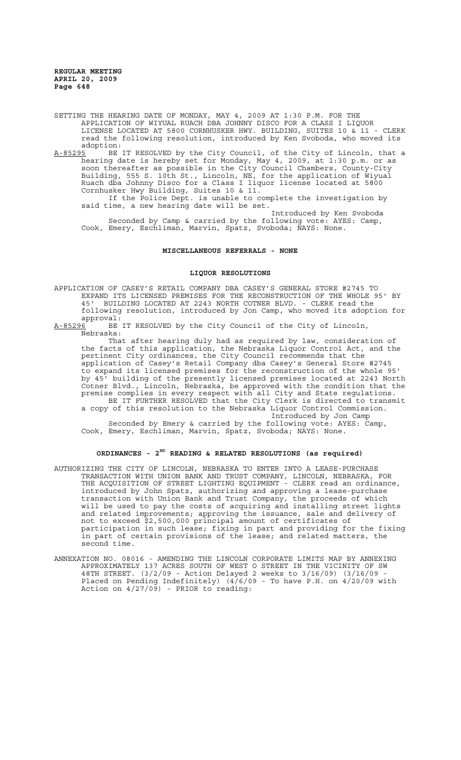SETTING THE HEARING DATE OF MONDAY, MAY 4, 2009 AT 1:30 P.M. FOR THE APPLICATION OF WIYUAL RUACH DBA JOHNNY DISCO FOR A CLASS I LIQUOR LICENSE LOCATED AT 5800 CORNHUSKER HWY. BUILDING, SUITES 10 & 11 - CLERK read the following resolution, introduced by Ken Svoboda, who moved its adoption:

A-85295 BE IT RESOLVED by the City Council, of the City of Lincoln, that a hearing date is hereby set for Monday, May 4, 2009, at 1:30 p.m. or as soon thereafter as possible in the City Council Chambers, County-City Building, 555 S. 10th St., Lincoln, NE, for the application of Wiyual Ruach dba Johnny Disco for a Class I liquor license located at 5800 Cornhusker Hwy Building, Suites 10 & 11.

If the Police Dept. is unable to complete the investigation by said time, a new hearing date will be set.

Introduced by Ken Svoboda

Seconded by Camp & carried by the following vote: AYES: Camp, Cook, Emery, Eschliman, Marvin, Spatz, Svoboda; NAYS: None.

## MISCELLANEOUS REFERRALS - NONE

## LIQUOR RESOLUTIONS

APPLICATION OF CASEY'S RETAIL COMPANY DBA CASEY'S GENERAL STORE #2745 TO EXPAND ITS LICENSED PREMISES FOR THE RECONSTRUCTION OF THE WHOLE 95' BY 45' BUILDING LOCATED AT 2243 NORTH COTNER BLVD. - CLERK read the following resolution, introduced by Jon Camp, who moved its adoption for approval:

A-85296 BE IT RESOLVED by the City Council of the City of Lincoln, Nebraska:

That after hearing duly had as required by law, consideration of the facts of this application, the Nebraska Liquor Control Act, and the pertinent City ordinances, the City Council recommends that the application of Casey's Retail Company dba Casey's General Store #2745 to expand its licensed premises for the reconstruction of the whole 95' by 45' building of the presently licensed premises located at 2243 North Cotner Blvd., Lincoln, Nebraska, be approved with the condition that the premise complies in every respect with all City and State regulations.

BE IT FURTHER RESOLVED that the City Clerk is directed to transmit a copy of this resolution to the Nebraska Liquor Control Commission.

Introduced by Jon Camp

Seconded by Emery & carried by the following vote: AYES: Camp, Cook, Emery, Eschliman, Marvin, Spatz, Svoboda; NAYS: None.

## ORDINANCES - 2ND READING & RELATED RESOLUTIONS (as required)

AUTHORIZING THE CITY OF LINCOLN, NEBRASKA TO ENTER INTO A LEASE-PURCHASE TRANSACTION WITH UNION BANK AND TRUST COMPANY, LINCOLN, NEBRASKA, FOR THE ACQUISITION OF STREET LIGHTING EQUIPMENT - CLERK read an ordinance, introduced by John Spatz, authorizing and approving a lease-purchase transaction with Union Bank and Trust Company, the proceeds of which will be used to pay the costs of acquiring and installing street lights and related improvements; approving the issuance, sale and delivery of not to exceed $2,500,000 principal amount of certificates of participation in such lease; fixing in part and providing for the fixing in part of certain provisions of the lease; and related matters, the second time.

ANNEXATION NO. 08016 - AMENDING THE LINCOLN CORPORATE LIMITS MAP BY ANNEXING APPROXIMATELY 137 ACRES SOUTH OF WEST O STREET IN THE VICINITY OF SW 48TH STREET. (3/2/09 - Action Delayed 2 weeks to 3/16/09) (3/16/09 - Placed on Pending Indefinitely) (4/6/09 - To have P.H. on 4/20/09 with Action on 4/27/09) - PRIOR to reading: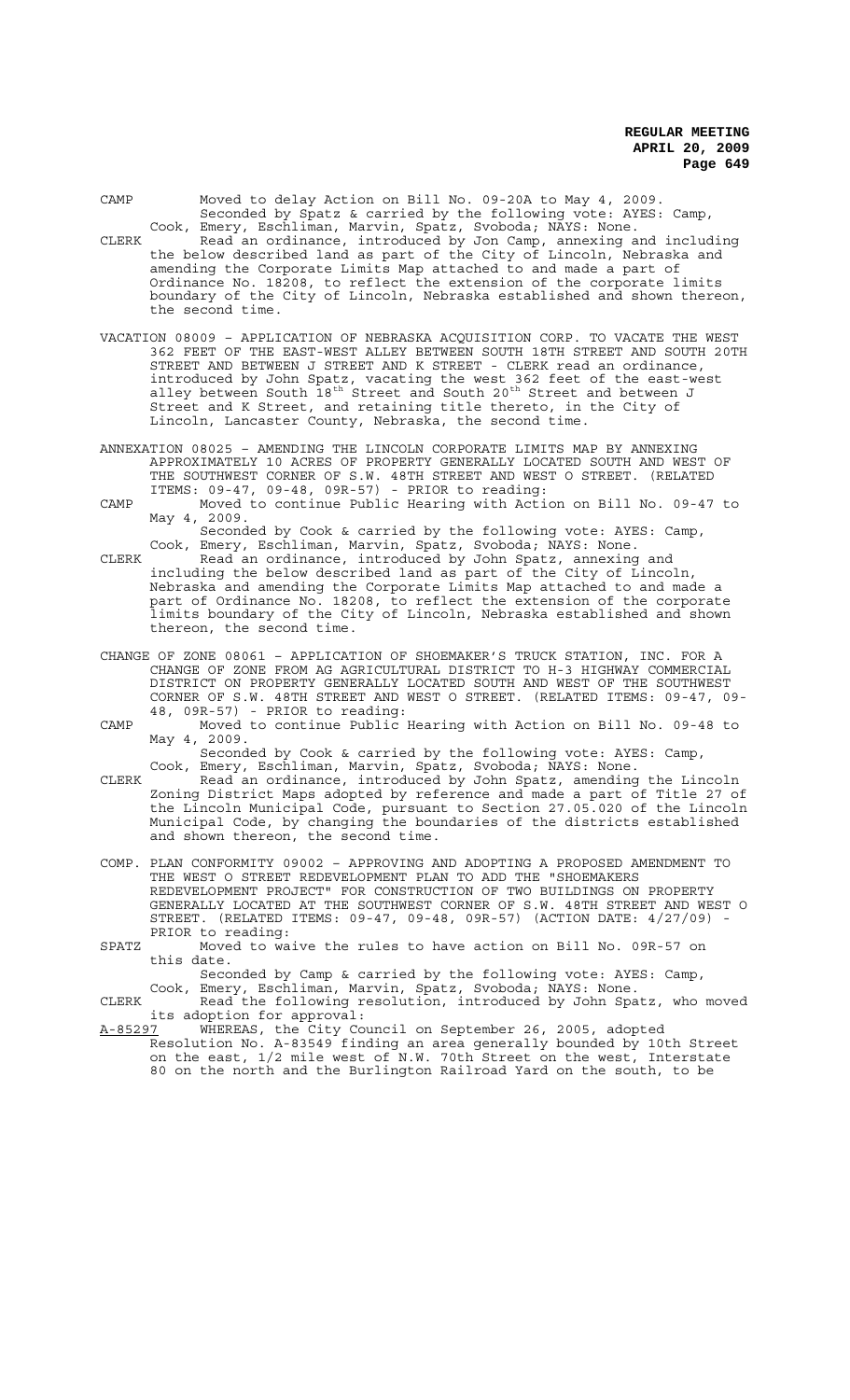CAMP Moved to delay Action on Bill No. 09-20A to May 4, 2009.
Seconded by Spatz & carried by the following vote: AYES: Camp, Cook, Emery, Eschliman, Marvin, Spatz, Svoboda; NAYS: None.

CLERK Read an ordinance, introduced by Jon Camp, annexing and including the below described land as part of the City of Lincoln, Nebraska and amending the Corporate Limits Map attached to and made a part of Ordinance No. 18208, to reflect the extension of the corporate limits boundary of the City of Lincoln, Nebraska established and shown thereon, the second time.

VACATION 08009 – APPLICATION OF NEBRASKA ACQUISITION CORP. TO VACATE THE WEST 362 FEET OF THE EAST-WEST ALLEY BETWEEN SOUTH 18TH STREET AND SOUTH 20TH STREET AND BETWEEN J STREET AND K STREET - CLERK read an ordinance, introduced by John Spatz, vacating the west 362 feet of the east-west alley between South 18th Street and South 20th Street and between J Street and K Street, and retaining title thereto, in the City of Lincoln, Lancaster County, Nebraska, the second time.

ANNEXATION 08025 – AMENDING THE LINCOLN CORPORATE LIMITS MAP BY ANNEXING APPROXIMATELY 10 ACRES OF PROPERTY GENERALLY LOCATED SOUTH AND WEST OF THE SOUTHWEST CORNER OF S.W. 48TH STREET AND WEST O STREET. (RELATED ITEMS: 09-47, 09-48, 09R-57) - PRIOR to reading:

CAMP Moved to continue Public Hearing with Action on Bill No. 09-47 to May 4, 2009.
Seconded by Cook & carried by the following vote: AYES: Camp, Cook, Emery, Eschliman, Marvin, Spatz, Svoboda; NAYS: None.

CLERK Read an ordinance, introduced by John Spatz, annexing and including the below described land as part of the City of Lincoln, Nebraska and amending the Corporate Limits Map attached to and made a part of Ordinance No. 18208, to reflect the extension of the corporate limits boundary of the City of Lincoln, Nebraska established and shown thereon, the second time.

CHANGE OF ZONE 08061 – APPLICATION OF SHOEMAKER'S TRUCK STATION, INC. FOR A CHANGE OF ZONE FROM AG AGRICULTURAL DISTRICT TO H-3 HIGHWAY COMMERCIAL DISTRICT ON PROPERTY GENERALLY LOCATED SOUTH AND WEST OF THE SOUTHWEST CORNER OF S.W. 48TH STREET AND WEST O STREET. (RELATED ITEMS: 09-47, 09-48, 09R-57) - PRIOR to reading:

CAMP Moved to continue Public Hearing with Action on Bill No. 09-48 to May 4, 2009.
Seconded by Cook & carried by the following vote: AYES: Camp, Cook, Emery, Eschliman, Marvin, Spatz, Svoboda; NAYS: None.

CLERK Read an ordinance, introduced by John Spatz, amending the Lincoln Zoning District Maps adopted by reference and made a part of Title 27 of the Lincoln Municipal Code, pursuant to Section 27.05.020 of the Lincoln Municipal Code, by changing the boundaries of the districts established and shown thereon, the second time.

COMP. PLAN CONFORMITY 09002 – APPROVING AND ADOPTING A PROPOSED AMENDMENT TO THE WEST O STREET REDEVELOPMENT PLAN TO ADD THE "SHOEMAKERS REDEVELOPMENT PROJECT" FOR CONSTRUCTION OF TWO BUILDINGS ON PROPERTY GENERALLY LOCATED AT THE SOUTHWEST CORNER OF S.W. 48TH STREET AND WEST O STREET. (RELATED ITEMS: 09-47, 09-48, 09R-57) (ACTION DATE: 4/27/09) - PRIOR to reading:

SPATZ Moved to waive the rules to have action on Bill No. 09R-57 on this date.
Seconded by Camp & carried by the following vote: AYES: Camp, Cook, Emery, Eschliman, Marvin, Spatz, Svoboda; NAYS: None.

CLERK Read the following resolution, introduced by John Spatz, who moved its adoption for approval:

A-85297 WHEREAS, the City Council on September 26, 2005, adopted Resolution No. A-83549 finding an area generally bounded by 10th Street on the east, 1/2 mile west of N.W. 70th Street on the west, Interstate 80 on the north and the Burlington Railroad Yard on the south, to be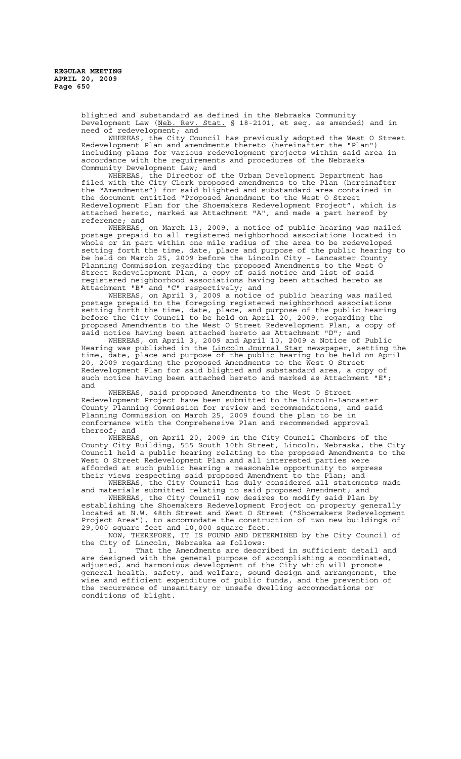blighted and substandard as defined in the Nebraska Community Development Law (Neb. Rev. Stat. § 18-2101, et seq. as amended) and in need of redevelopment; and

WHEREAS, the City Council has previously adopted the West O Street Redevelopment Plan and amendments thereto (hereinafter the "Plan") including plans for various redevelopment projects within said area in accordance with the requirements and procedures of the Nebraska Community Development Law; and

WHEREAS, the Director of the Urban Development Department has filed with the City Clerk proposed amendments to the Plan (hereinafter the "Amendments") for said blighted and substandard area contained in the document entitled "Proposed Amendment to the West O Street Redevelopment Plan for the Shoemakers Redevelopment Project", which is attached hereto, marked as Attachment "A", and made a part hereof by reference; and

WHEREAS, on March 13, 2009, a notice of public hearing was mailed postage prepaid to all registered neighborhood associations located in whole or in part within one mile radius of the area to be redeveloped setting forth the time, date, place and purpose of the public hearing to be held on March 25, 2009 before the Lincoln City - Lancaster County Planning Commission regarding the proposed Amendments to the West O Street Redevelopment Plan, a copy of said notice and list of said registered neighborhood associations having been attached hereto as Attachment "B" and "C" respectively; and

WHEREAS, on April 3, 2009 a notice of public hearing was mailed postage prepaid to the foregoing registered neighborhood associations setting forth the time, date, place, and purpose of the public hearing before the City Council to be held on April 20, 2009, regarding the proposed Amendments to the West O Street Redevelopment Plan, a copy of said notice having been attached hereto as Attachment "D"; and

WHEREAS, on April 3, 2009 and April 10, 2009 a Notice of Public Hearing was published in the Lincoln Journal Star newspaper, setting the time, date, place and purpose of the public hearing to be held on April 20, 2009 regarding the proposed Amendments to the West O Street Redevelopment Plan for said blighted and substandard area, a copy of such notice having been attached hereto and marked as Attachment "E"; and

WHEREAS, said proposed Amendments to the West O Street Redevelopment Project have been submitted to the Lincoln-Lancaster County Planning Commission for review and recommendations, and said Planning Commission on March 25, 2009 found the plan to be in conformance with the Comprehensive Plan and recommended approval thereof; and

WHEREAS, on April 20, 2009 in the City Council Chambers of the County City Building, 555 South 10th Street, Lincoln, Nebraska, the City Council held a public hearing relating to the proposed Amendments to the West O Street Redevelopment Plan and all interested parties were afforded at such public hearing a reasonable opportunity to express their views respecting said proposed Amendment to the Plan; and

WHEREAS, the City Council has duly considered all statements made and materials submitted relating to said proposed Amendment; and

WHEREAS, the City Council now desires to modify said Plan by establishing the Shoemakers Redevelopment Project on property generally located at N.W. 48th Street and West O Street ("Shoemakers Redevelopment Project Area"), to accommodate the construction of two new buildings of 29,000 square feet and 10,000 square feet.

NOW, THEREFORE, IT IS FOUND AND DETERMINED by the City Council of the City of Lincoln, Nebraska as follows:

1. That the Amendments are described in sufficient detail and are designed with the general purpose of accomplishing a coordinated, adjusted, and harmonious development of the City which will promote general health, safety, and welfare, sound design and arrangement, the wise and efficient expenditure of public funds, and the prevention of the recurrence of unsanitary or unsafe dwelling accommodations or conditions of blight.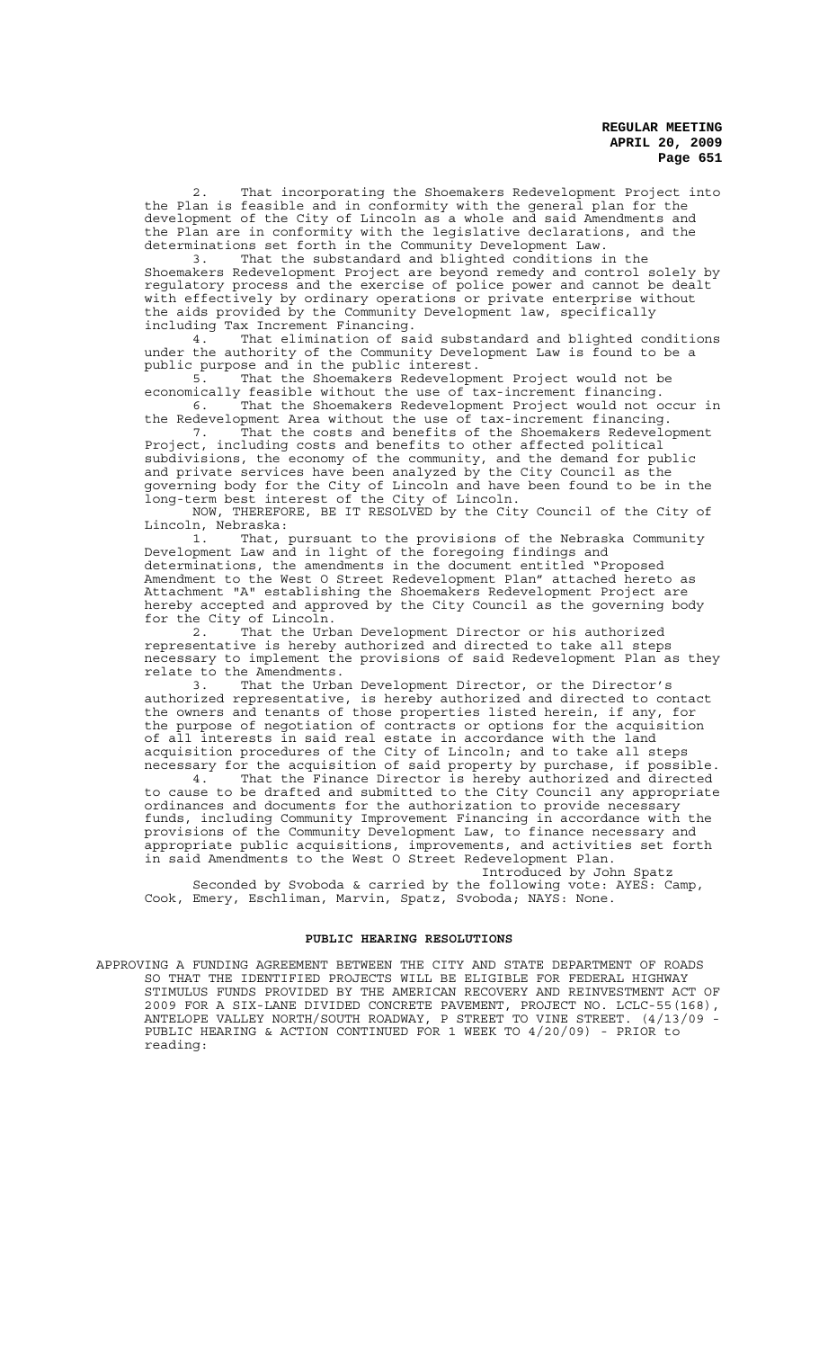2. That incorporating the Shoemakers Redevelopment Project into the Plan is feasible and in conformity with the general plan for the development of the City of Lincoln as a whole and said Amendments and the Plan are in conformity with the legislative declarations, and the determinations set forth in the Community Development Law.

3. That the substandard and blighted conditions in the Shoemakers Redevelopment Project are beyond remedy and control solely by regulatory process and the exercise of police power and cannot be dealt with effectively by ordinary operations or private enterprise without the aids provided by the Community Development law, specifically including Tax Increment Financing.

4. That elimination of said substandard and blighted conditions under the authority of the Community Development Law is found to be a public purpose and in the public interest.

5. That the Shoemakers Redevelopment Project would not be economically feasible without the use of tax-increment financing.

6. That the Shoemakers Redevelopment Project would not occur in the Redevelopment Area without the use of tax-increment financing.

7. That the costs and benefits of the Shoemakers Redevelopment Project, including costs and benefits to other affected political subdivisions, the economy of the community, and the demand for public and private services have been analyzed by the City Council as the governing body for the City of Lincoln and have been found to be in the long-term best interest of the City of Lincoln.

NOW, THEREFORE, BE IT RESOLVED by the City Council of the City of Lincoln, Nebraska:

1. That, pursuant to the provisions of the Nebraska Community Development Law and in light of the foregoing findings and determinations, the amendments in the document entitled "Proposed Amendment to the West O Street Redevelopment Plan" attached hereto as Attachment "A" establishing the Shoemakers Redevelopment Project are hereby accepted and approved by the City Council as the governing body for the City of Lincoln.

2. That the Urban Development Director or his authorized representative is hereby authorized and directed to take all steps necessary to implement the provisions of said Redevelopment Plan as they relate to the Amendments.

3. That the Urban Development Director, or the Director's authorized representative, is hereby authorized and directed to contact the owners and tenants of those properties listed herein, if any, for the purpose of negotiation of contracts or options for the acquisition of all interests in said real estate in accordance with the land acquisition procedures of the City of Lincoln; and to take all steps necessary for the acquisition of said property by purchase, if possible.

4. That the Finance Director is hereby authorized and directed to cause to be drafted and submitted to the City Council any appropriate ordinances and documents for the authorization to provide necessary funds, including Community Improvement Financing in accordance with the provisions of the Community Development Law, to finance necessary and appropriate public acquisitions, improvements, and activities set forth in said Amendments to the West O Street Redevelopment Plan.

Introduced by John Spatz

Seconded by Svoboda & carried by the following vote: AYES: Camp, Cook, Emery, Eschliman, Marvin, Spatz, Svoboda; NAYS: None.

## PUBLIC HEARING RESOLUTIONS

APPROVING A FUNDING AGREEMENT BETWEEN THE CITY AND STATE DEPARTMENT OF ROADS SO THAT THE IDENTIFIED PROJECTS WILL BE ELIGIBLE FOR FEDERAL HIGHWAY STIMULUS FUNDS PROVIDED BY THE AMERICAN RECOVERY AND REINVESTMENT ACT OF 2009 FOR A SIX-LANE DIVIDED CONCRETE PAVEMENT, PROJECT NO. LCLC-55(168), ANTELOPE VALLEY NORTH/SOUTH ROADWAY, P STREET TO VINE STREET. (4/13/09 - PUBLIC HEARING & ACTION CONTINUED FOR 1 WEEK TO 4/20/09) - PRIOR to reading: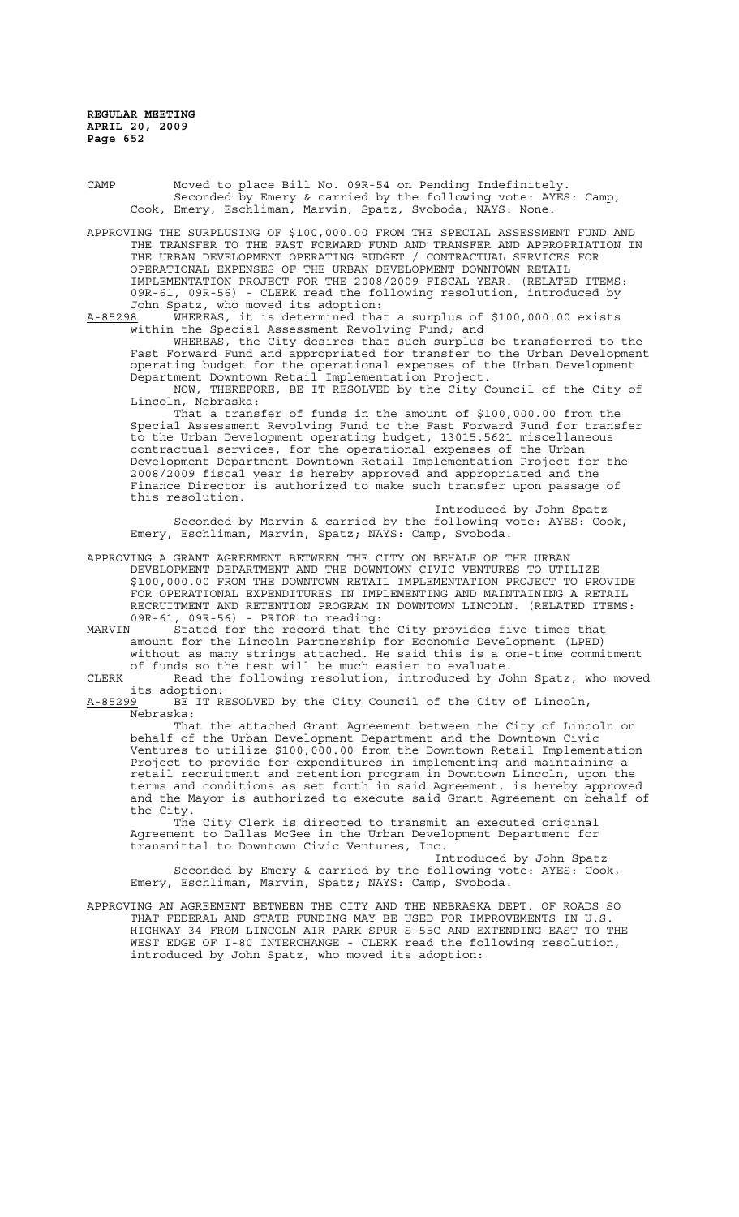CAMP Moved to place Bill No. 09R-54 on Pending Indefinitely.
Seconded by Emery & carried by the following vote: AYES: Camp, Cook, Emery, Eschliman, Marvin, Spatz, Svoboda; NAYS: None.

APPROVING THE SURPLUSING OF $100,000.00 FROM THE SPECIAL ASSESSMENT FUND AND THE TRANSFER TO THE FAST FORWARD FUND AND TRANSFER AND APPROPRIATION IN THE URBAN DEVELOPMENT OPERATING BUDGET / CONTRACTUAL SERVICES FOR OPERATIONAL EXPENSES OF THE URBAN DEVELOPMENT DOWNTOWN RETAIL IMPLEMENTATION PROJECT FOR THE 2008/2009 FISCAL YEAR. (RELATED ITEMS: 09R-61, 09R-56) - CLERK read the following resolution, introduced by John Spatz, who moved its adoption:

A-85298 WHEREAS, it is determined that a surplus of $100,000.00 exists within the Special Assessment Revolving Fund; and

WHEREAS, the City desires that such surplus be transferred to the Fast Forward Fund and appropriated for transfer to the Urban Development operating budget for the operational expenses of the Urban Development Department Downtown Retail Implementation Project.

NOW, THEREFORE, BE IT RESOLVED by the City Council of the City of Lincoln, Nebraska:

That a transfer of funds in the amount of $100,000.00 from the Special Assessment Revolving Fund to the Fast Forward Fund for transfer to the Urban Development operating budget, 13015.5621 miscellaneous contractual services, for the operational expenses of the Urban Development Department Downtown Retail Implementation Project for the 2008/2009 fiscal year is hereby approved and appropriated and the Finance Director is authorized to make such transfer upon passage of this resolution.

Introduced by John Spatz

Seconded by Marvin & carried by the following vote: AYES: Cook, Emery, Eschliman, Marvin, Spatz; NAYS: Camp, Svoboda.

APPROVING A GRANT AGREEMENT BETWEEN THE CITY ON BEHALF OF THE URBAN DEVELOPMENT DEPARTMENT AND THE DOWNTOWN CIVIC VENTURES TO UTILIZE $100,000.00 FROM THE DOWNTOWN RETAIL IMPLEMENTATION PROJECT TO PROVIDE FOR OPERATIONAL EXPENDITURES IN IMPLEMENTING AND MAINTAINING A RETAIL RECRUITMENT AND RETENTION PROGRAM IN DOWNTOWN LINCOLN. (RELATED ITEMS: 09R-61, 09R-56) - PRIOR to reading:

MARVIN Stated for the record that the City provides five times that amount for the Lincoln Partnership for Economic Development (LPED) without as many strings attached. He said this is a one-time commitment of funds so the test will be much easier to evaluate.

CLERK Read the following resolution, introduced by John Spatz, who moved its adoption:

A-85299 BE IT RESOLVED by the City Council of the City of Lincoln, Nebraska:

That the attached Grant Agreement between the City of Lincoln on behalf of the Urban Development Department and the Downtown Civic Ventures to utilize $100,000.00 from the Downtown Retail Implementation Project to provide for expenditures in implementing and maintaining a retail recruitment and retention program in Downtown Lincoln, upon the terms and conditions as set forth in said Agreement, is hereby approved and the Mayor is authorized to execute said Grant Agreement on behalf of the City.

The City Clerk is directed to transmit an executed original Agreement to Dallas McGee in the Urban Development Department for transmittal to Downtown Civic Ventures, Inc.

Introduced by John Spatz

Seconded by Emery & carried by the following vote: AYES: Cook, Emery, Eschliman, Marvin, Spatz; NAYS: Camp, Svoboda.

APPROVING AN AGREEMENT BETWEEN THE CITY AND THE NEBRASKA DEPT. OF ROADS SO THAT FEDERAL AND STATE FUNDING MAY BE USED FOR IMPROVEMENTS IN U.S. HIGHWAY 34 FROM LINCOLN AIR PARK SPUR S-55C AND EXTENDING EAST TO THE WEST EDGE OF I-80 INTERCHANGE - CLERK read the following resolution, introduced by John Spatz, who moved its adoption: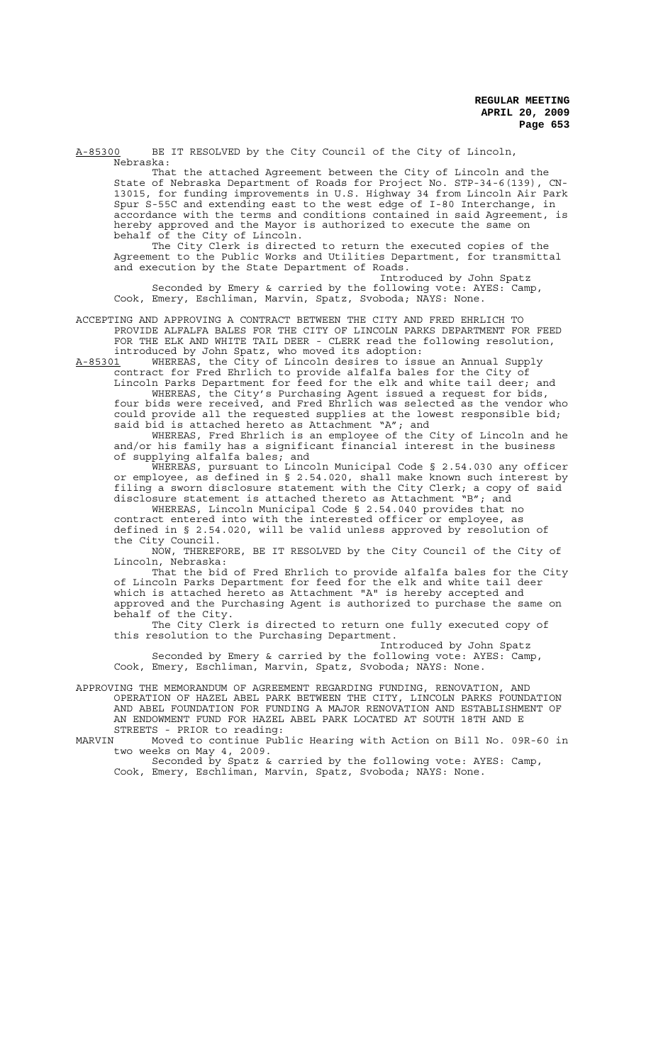A-85300 BE IT RESOLVED by the City Council of the City of Lincoln, Nebraska:

That the attached Agreement between the City of Lincoln and the State of Nebraska Department of Roads for Project No. STP-34-6(139), CN-13015, for funding improvements in U.S. Highway 34 from Lincoln Air Park Spur S-55C and extending east to the west edge of I-80 Interchange, in accordance with the terms and conditions contained in said Agreement, is hereby approved and the Mayor is authorized to execute the same on behalf of the City of Lincoln.

The City Clerk is directed to return the executed copies of the Agreement to the Public Works and Utilities Department, for transmittal and execution by the State Department of Roads.

Introduced by John Spatz

Seconded by Emery & carried by the following vote: AYES: Camp, Cook, Emery, Eschliman, Marvin, Spatz, Svoboda; NAYS: None.

ACCEPTING AND APPROVING A CONTRACT BETWEEN THE CITY AND FRED EHRLICH TO PROVIDE ALFALFA BALES FOR THE CITY OF LINCOLN PARKS DEPARTMENT FOR FEED FOR THE ELK AND WHITE TAIL DEER - CLERK read the following resolution, introduced by John Spatz, who moved its adoption:

A-85301 WHEREAS, the City of Lincoln desires to issue an Annual Supply contract for Fred Ehrlich to provide alfalfa bales for the City of Lincoln Parks Department for feed for the elk and white tail deer; and

WHEREAS, the City's Purchasing Agent issued a request for bids, four bids were received, and Fred Ehrlich was selected as the vendor who could provide all the requested supplies at the lowest responsible bid; said bid is attached hereto as Attachment "A"; and

WHEREAS, Fred Ehrlich is an employee of the City of Lincoln and he and/or his family has a significant financial interest in the business of supplying alfalfa bales; and

WHEREAS, pursuant to Lincoln Municipal Code § 2.54.030 any officer or employee, as defined in § 2.54.020, shall make known such interest by filing a sworn disclosure statement with the City Clerk; a copy of said disclosure statement is attached thereto as Attachment "B"; and

WHEREAS, Lincoln Municipal Code § 2.54.040 provides that no contract entered into with the interested officer or employee, as defined in § 2.54.020, will be valid unless approved by resolution of the City Council.

NOW, THEREFORE, BE IT RESOLVED by the City Council of the City of Lincoln, Nebraska:

That the bid of Fred Ehrlich to provide alfalfa bales for the City of Lincoln Parks Department for feed for the elk and white tail deer which is attached hereto as Attachment "A" is hereby accepted and approved and the Purchasing Agent is authorized to purchase the same on behalf of the City.

The City Clerk is directed to return one fully executed copy of this resolution to the Purchasing Department.

Introduced by John Spatz

Seconded by Emery & carried by the following vote: AYES: Camp, Cook, Emery, Eschliman, Marvin, Spatz, Svoboda; NAYS: None.

APPROVING THE MEMORANDUM OF AGREEMENT REGARDING FUNDING, RENOVATION, AND OPERATION OF HAZEL ABEL PARK BETWEEN THE CITY, LINCOLN PARKS FOUNDATION AND ABEL FOUNDATION FOR FUNDING A MAJOR RENOVATION AND ESTABLISHMENT OF AN ENDOWMENT FUND FOR HAZEL ABEL PARK LOCATED AT SOUTH 18TH AND E STREETS - PRIOR to reading:

MARVIN Moved to continue Public Hearing with Action on Bill No. 09R-60 in two weeks on May 4, 2009.

Seconded by Spatz & carried by the following vote: AYES: Camp, Cook, Emery, Eschliman, Marvin, Spatz, Svoboda; NAYS: None.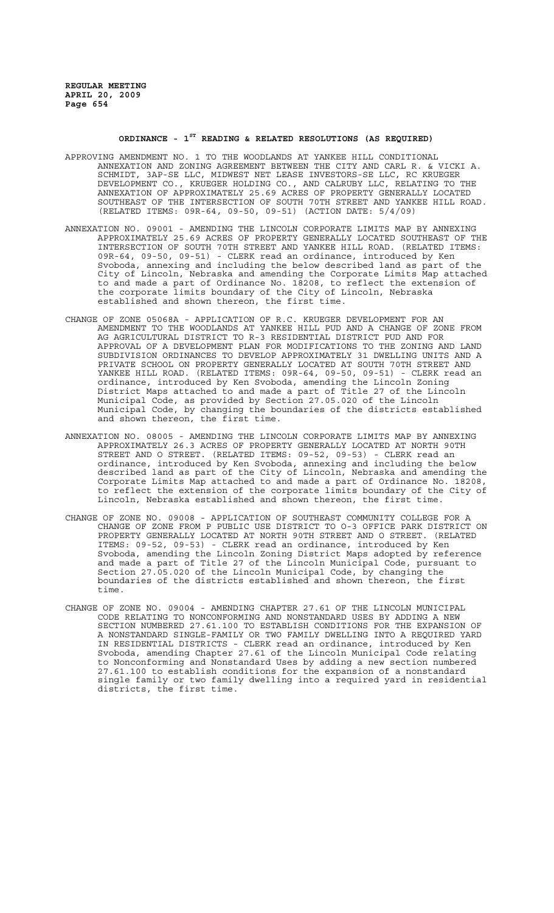## ORDINANCE - 1ST READING & RELATED RESOLUTIONS (AS REQUIRED)

APPROVING AMENDMENT NO. 1 TO THE WOODLANDS AT YANKEE HILL CONDITIONAL ANNEXATION AND ZONING AGREEMENT BETWEEN THE CITY AND CARL R. & VICKI A. SCHMIDT, 3AP-SE LLC, MIDWEST NET LEASE INVESTORS-SE LLC, RC KRUEGER DEVELOPMENT CO., KRUEGER HOLDING CO., AND CALRUBY LLC, RELATING TO THE ANNEXATION OF APPROXIMATELY 25.69 ACRES OF PROPERTY GENERALLY LOCATED SOUTHEAST OF THE INTERSECTION OF SOUTH 70TH STREET AND YANKEE HILL ROAD. (RELATED ITEMS: 09R-64, 09-50, 09-51) (ACTION DATE: 5/4/09)

ANNEXATION NO. 09001 - AMENDING THE LINCOLN CORPORATE LIMITS MAP BY ANNEXING APPROXIMATELY 25.69 ACRES OF PROPERTY GENERALLY LOCATED SOUTHEAST OF THE INTERSECTION OF SOUTH 70TH STREET AND YANKEE HILL ROAD. (RELATED ITEMS: 09R-64, 09-50, 09-51) - CLERK read an ordinance, introduced by Ken Svoboda, annexing and including the below described land as part of the City of Lincoln, Nebraska and amending the Corporate Limits Map attached to and made a part of Ordinance No. 18208, to reflect the extension of the corporate limits boundary of the City of Lincoln, Nebraska established and shown thereon, the first time.

CHANGE OF ZONE 05068A - APPLICATION OF R.C. KRUEGER DEVELOPMENT FOR AN AMENDMENT TO THE WOODLANDS AT YANKEE HILL PUD AND A CHANGE OF ZONE FROM AG AGRICULTURAL DISTRICT TO R-3 RESIDENTIAL DISTRICT PUD AND FOR APPROVAL OF A DEVELOPMENT PLAN FOR MODIFICATIONS TO THE ZONING AND LAND SUBDIVISION ORDINANCES TO DEVELOP APPROXIMATELY 31 DWELLING UNITS AND A PRIVATE SCHOOL ON PROPERTY GENERALLY LOCATED AT SOUTH 70TH STREET AND YANKEE HILL ROAD. (RELATED ITEMS: 09R-64, 09-50, 09-51) - CLERK read an ordinance, introduced by Ken Svoboda, amending the Lincoln Zoning District Maps attached to and made a part of Title 27 of the Lincoln Municipal Code, as provided by Section 27.05.020 of the Lincoln Municipal Code, by changing the boundaries of the districts established and shown thereon, the first time.

ANNEXATION NO. 08005 - AMENDING THE LINCOLN CORPORATE LIMITS MAP BY ANNEXING APPROXIMATELY 26.3 ACRES OF PROPERTY GENERALLY LOCATED AT NORTH 90TH STREET AND O STREET. (RELATED ITEMS: 09-52, 09-53) - CLERK read an ordinance, introduced by Ken Svoboda, annexing and including the below described land as part of the City of Lincoln, Nebraska and amending the Corporate Limits Map attached to and made a part of Ordinance No. 18208, to reflect the extension of the corporate limits boundary of the City of Lincoln, Nebraska established and shown thereon, the first time.

CHANGE OF ZONE NO. 09008 - APPLICATION OF SOUTHEAST COMMUNITY COLLEGE FOR A CHANGE OF ZONE FROM P PUBLIC USE DISTRICT TO O-3 OFFICE PARK DISTRICT ON PROPERTY GENERALLY LOCATED AT NORTH 90TH STREET AND O STREET. (RELATED ITEMS: 09-52, 09-53) - CLERK read an ordinance, introduced by Ken Svoboda, amending the Lincoln Zoning District Maps adopted by reference and made a part of Title 27 of the Lincoln Municipal Code, pursuant to Section 27.05.020 of the Lincoln Municipal Code, by changing the boundaries of the districts established and shown thereon, the first time.

CHANGE OF ZONE NO. 09004 - AMENDING CHAPTER 27.61 OF THE LINCOLN MUNICIPAL CODE RELATING TO NONCONFORMING AND NONSTANDARD USES BY ADDING A NEW SECTION NUMBERED 27.61.100 TO ESTABLISH CONDITIONS FOR THE EXPANSION OF A NONSTANDARD SINGLE-FAMILY OR TWO FAMILY DWELLING INTO A REQUIRED YARD IN RESIDENTIAL DISTRICTS - CLERK read an ordinance, introduced by Ken Svoboda, amending Chapter 27.61 of the Lincoln Municipal Code relating to Nonconforming and Nonstandard Uses by adding a new section numbered 27.61.100 to establish conditions for the expansion of a nonstandard single family or two family dwelling into a required yard in residential districts, the first time.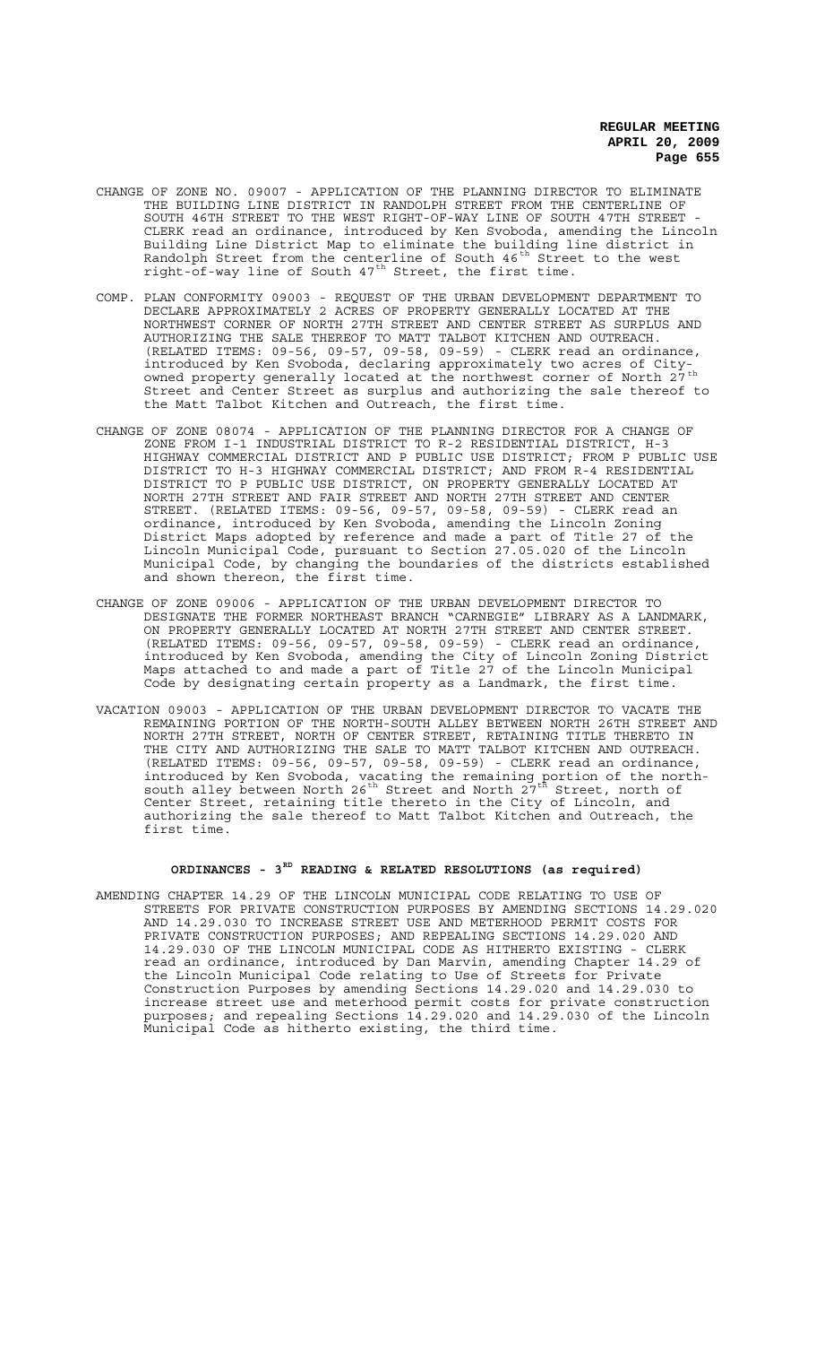CHANGE OF ZONE NO. 09007 - APPLICATION OF THE PLANNING DIRECTOR TO ELIMINATE THE BUILDING LINE DISTRICT IN RANDOLPH STREET FROM THE CENTERLINE OF SOUTH 46TH STREET TO THE WEST RIGHT-OF-WAY LINE OF SOUTH 47TH STREET - CLERK read an ordinance, introduced by Ken Svoboda, amending the Lincoln Building Line District Map to eliminate the building line district in Randolph Street from the centerline of South 46th Street to the west right-of-way line of South 47th Street, the first time.

COMP. PLAN CONFORMITY 09003 - REQUEST OF THE URBAN DEVELOPMENT DEPARTMENT TO DECLARE APPROXIMATELY 2 ACRES OF PROPERTY GENERALLY LOCATED AT THE NORTHWEST CORNER OF NORTH 27TH STREET AND CENTER STREET AS SURPLUS AND AUTHORIZING THE SALE THEREOF TO MATT TALBOT KITCHEN AND OUTREACH. (RELATED ITEMS: 09-56, 09-57, 09-58, 09-59) - CLERK read an ordinance, introduced by Ken Svoboda, declaring approximately two acres of City-owned property generally located at the northwest corner of North 27th Street and Center Street as surplus and authorizing the sale thereof to the Matt Talbot Kitchen and Outreach, the first time.

CHANGE OF ZONE 08074 - APPLICATION OF THE PLANNING DIRECTOR FOR A CHANGE OF ZONE FROM I-1 INDUSTRIAL DISTRICT TO R-2 RESIDENTIAL DISTRICT, H-3 HIGHWAY COMMERCIAL DISTRICT AND P PUBLIC USE DISTRICT; FROM P PUBLIC USE DISTRICT TO H-3 HIGHWAY COMMERCIAL DISTRICT; AND FROM R-4 RESIDENTIAL DISTRICT TO P PUBLIC USE DISTRICT, ON PROPERTY GENERALLY LOCATED AT NORTH 27TH STREET AND FAIR STREET AND NORTH 27TH STREET AND CENTER STREET. (RELATED ITEMS: 09-56, 09-57, 09-58, 09-59) - CLERK read an ordinance, introduced by Ken Svoboda, amending the Lincoln Zoning District Maps adopted by reference and made a part of Title 27 of the Lincoln Municipal Code, pursuant to Section 27.05.020 of the Lincoln Municipal Code, by changing the boundaries of the districts established and shown thereon, the first time.

CHANGE OF ZONE 09006 - APPLICATION OF THE URBAN DEVELOPMENT DIRECTOR TO DESIGNATE THE FORMER NORTHEAST BRANCH "CARNEGIE" LIBRARY AS A LANDMARK, ON PROPERTY GENERALLY LOCATED AT NORTH 27TH STREET AND CENTER STREET. (RELATED ITEMS: 09-56, 09-57, 09-58, 09-59) - CLERK read an ordinance, introduced by Ken Svoboda, amending the City of Lincoln Zoning District Maps attached to and made a part of Title 27 of the Lincoln Municipal Code by designating certain property as a Landmark, the first time.

VACATION 09003 - APPLICATION OF THE URBAN DEVELOPMENT DIRECTOR TO VACATE THE REMAINING PORTION OF THE NORTH-SOUTH ALLEY BETWEEN NORTH 26TH STREET AND NORTH 27TH STREET, NORTH OF CENTER STREET, RETAINING TITLE THERETO IN THE CITY AND AUTHORIZING THE SALE TO MATT TALBOT KITCHEN AND OUTREACH. (RELATED ITEMS: 09-56, 09-57, 09-58, 09-59) - CLERK read an ordinance, introduced by Ken Svoboda, vacating the remaining portion of the north-south alley between North 26th Street and North 27th Street, north of Center Street, retaining title thereto in the City of Lincoln, and authorizing the sale thereof to Matt Talbot Kitchen and Outreach, the first time.

## ORDINANCES - 3RD READING & RELATED RESOLUTIONS (as required)

AMENDING CHAPTER 14.29 OF THE LINCOLN MUNICIPAL CODE RELATING TO USE OF STREETS FOR PRIVATE CONSTRUCTION PURPOSES BY AMENDING SECTIONS 14.29.020 AND 14.29.030 TO INCREASE STREET USE AND METERHOOD PERMIT COSTS FOR PRIVATE CONSTRUCTION PURPOSES; AND REPEALING SECTIONS 14.29.020 AND 14.29.030 OF THE LINCOLN MUNICIPAL CODE AS HITHERTO EXISTING - CLERK read an ordinance, introduced by Dan Marvin, amending Chapter 14.29 of the Lincoln Municipal Code relating to Use of Streets for Private Construction Purposes by amending Sections 14.29.020 and 14.29.030 to increase street use and meterhood permit costs for private construction purposes; and repealing Sections 14.29.020 and 14.29.030 of the Lincoln Municipal Code as hitherto existing, the third time.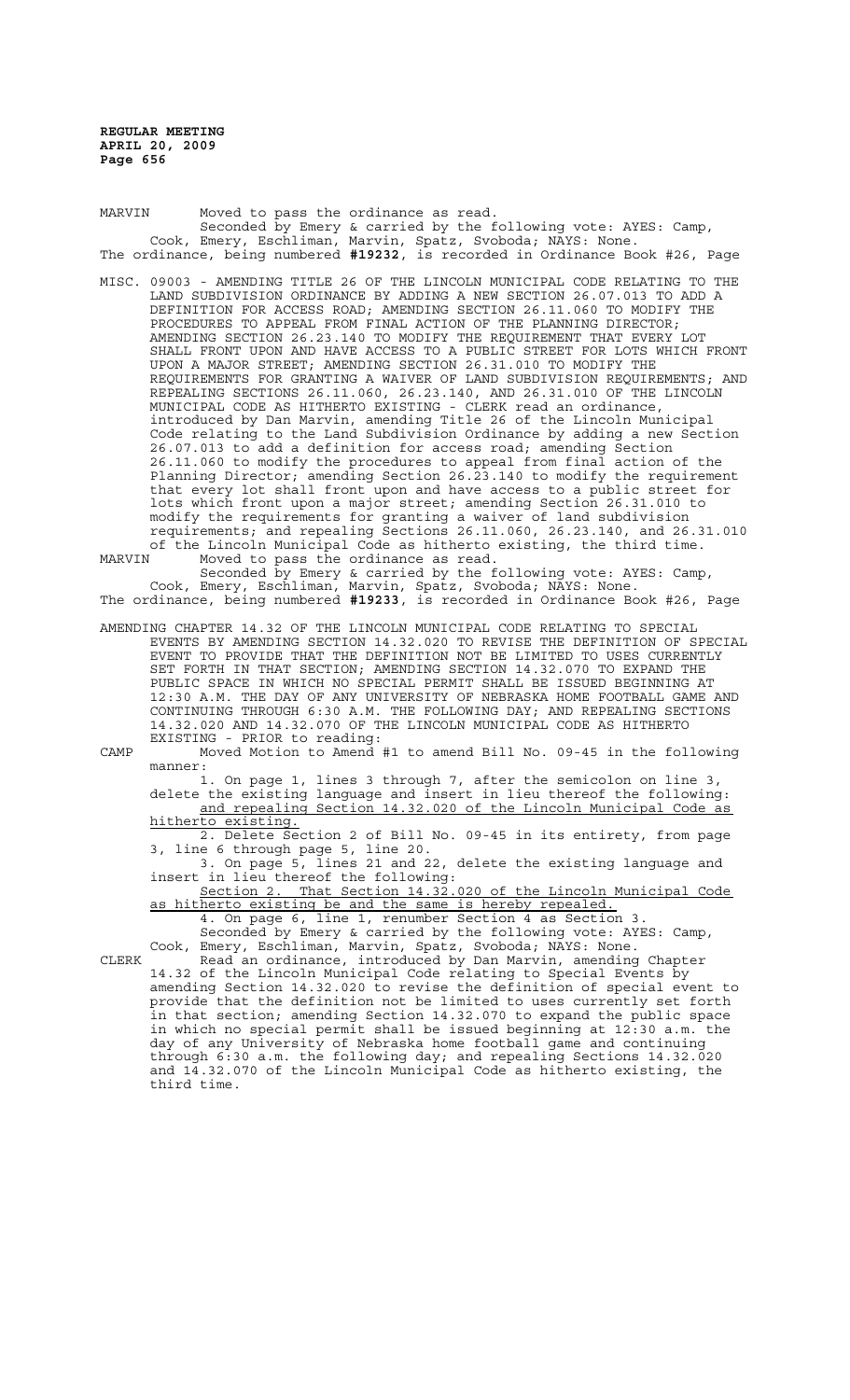MARVIN Moved to pass the ordinance as read.

Seconded by Emery & carried by the following vote: AYES: Camp, Cook, Emery, Eschliman, Marvin, Spatz, Svoboda; NAYS: None.

The ordinance, being numbered **#19232**, is recorded in Ordinance Book #26, Page

MISC. 09003 - AMENDING TITLE 26 OF THE LINCOLN MUNICIPAL CODE RELATING TO THE LAND SUBDIVISION ORDINANCE BY ADDING A NEW SECTION 26.07.013 TO ADD A DEFINITION FOR ACCESS ROAD; AMENDING SECTION 26.11.060 TO MODIFY THE PROCEDURES TO APPEAL FROM FINAL ACTION OF THE PLANNING DIRECTOR; AMENDING SECTION 26.23.140 TO MODIFY THE REQUIREMENT THAT EVERY LOT SHALL FRONT UPON AND HAVE ACCESS TO A PUBLIC STREET FOR LOTS WHICH FRONT UPON A MAJOR STREET; AMENDING SECTION 26.31.010 TO MODIFY THE REQUIREMENTS FOR GRANTING A WAIVER OF LAND SUBDIVISION REQUIREMENTS; AND REPEALING SECTIONS 26.11.060, 26.23.140, AND 26.31.010 OF THE LINCOLN MUNICIPAL CODE AS HITHERTO EXISTING - CLERK read an ordinance, introduced by Dan Marvin, amending Title 26 of the Lincoln Municipal Code relating to the Land Subdivision Ordinance by adding a new Section 26.07.013 to add a definition for access road; amending Section 26.11.060 to modify the procedures to appeal from final action of the Planning Director; amending Section 26.23.140 to modify the requirement that every lot shall front upon and have access to a public street for lots which front upon a major street; amending Section 26.31.010 to modify the requirements for granting a waiver of land subdivision requirements; and repealing Sections 26.11.060, 26.23.140, and 26.31.010 of the Lincoln Municipal Code as hitherto existing, the third time.

MARVIN Moved to pass the ordinance as read.

Seconded by Emery & carried by the following vote: AYES: Camp, Cook, Emery, Eschliman, Marvin, Spatz, Svoboda; NAYS: None.

The ordinance, being numbered **#19233**, is recorded in Ordinance Book #26, Page

AMENDING CHAPTER 14.32 OF THE LINCOLN MUNICIPAL CODE RELATING TO SPECIAL EVENTS BY AMENDING SECTION 14.32.020 TO REVISE THE DEFINITION OF SPECIAL EVENT TO PROVIDE THAT THE DEFINITION NOT BE LIMITED TO USES CURRENTLY SET FORTH IN THAT SECTION; AMENDING SECTION 14.32.070 TO EXPAND THE PUBLIC SPACE IN WHICH NO SPECIAL PERMIT SHALL BE ISSUED BEGINNING AT 12:30 A.M. THE DAY OF ANY UNIVERSITY OF NEBRASKA HOME FOOTBALL GAME AND CONTINUING THROUGH 6:30 A.M. THE FOLLOWING DAY; AND REPEALING SECTIONS 14.32.020 AND 14.32.070 OF THE LINCOLN MUNICIPAL CODE AS HITHERTO EXISTING - PRIOR to reading:

CAMP Moved Motion to Amend #1 to amend Bill No. 09-45 in the following manner:

1. On page 1, lines 3 through 7, after the semicolon on line 3, delete the existing language and insert in lieu thereof the following: <u>and repealing Section 14.32.020 of the Lincoln Municipal Code as hitherto existing.</u>
2. Delete Section 2 of Bill No. 09-45 in its entirety, from page 3, line 6 through page 5, line 20.
3. On page 5, lines 21 and 22, delete the existing language and insert in lieu thereof the following: <u>Section 2. That Section 14.32.020 of the Lincoln Municipal Code as hitherto existing be and the same is hereby repealed.</u>
4. On page 6, line 1, renumber Section 4 as Section 3.

Seconded by Emery & carried by the following vote: AYES: Camp, Cook, Emery, Eschliman, Marvin, Spatz, Svoboda; NAYS: None.

CLERK Read an ordinance, introduced by Dan Marvin, amending Chapter 14.32 of the Lincoln Municipal Code relating to Special Events by amending Section 14.32.020 to revise the definition of special event to provide that the definition not be limited to uses currently set forth in that section; amending Section 14.32.070 to expand the public space in which no special permit shall be issued beginning at 12:30 a.m. the day of any University of Nebraska home football game and continuing through 6:30 a.m. the following day; and repealing Sections 14.32.020 and 14.32.070 of the Lincoln Municipal Code as hitherto existing, the third time.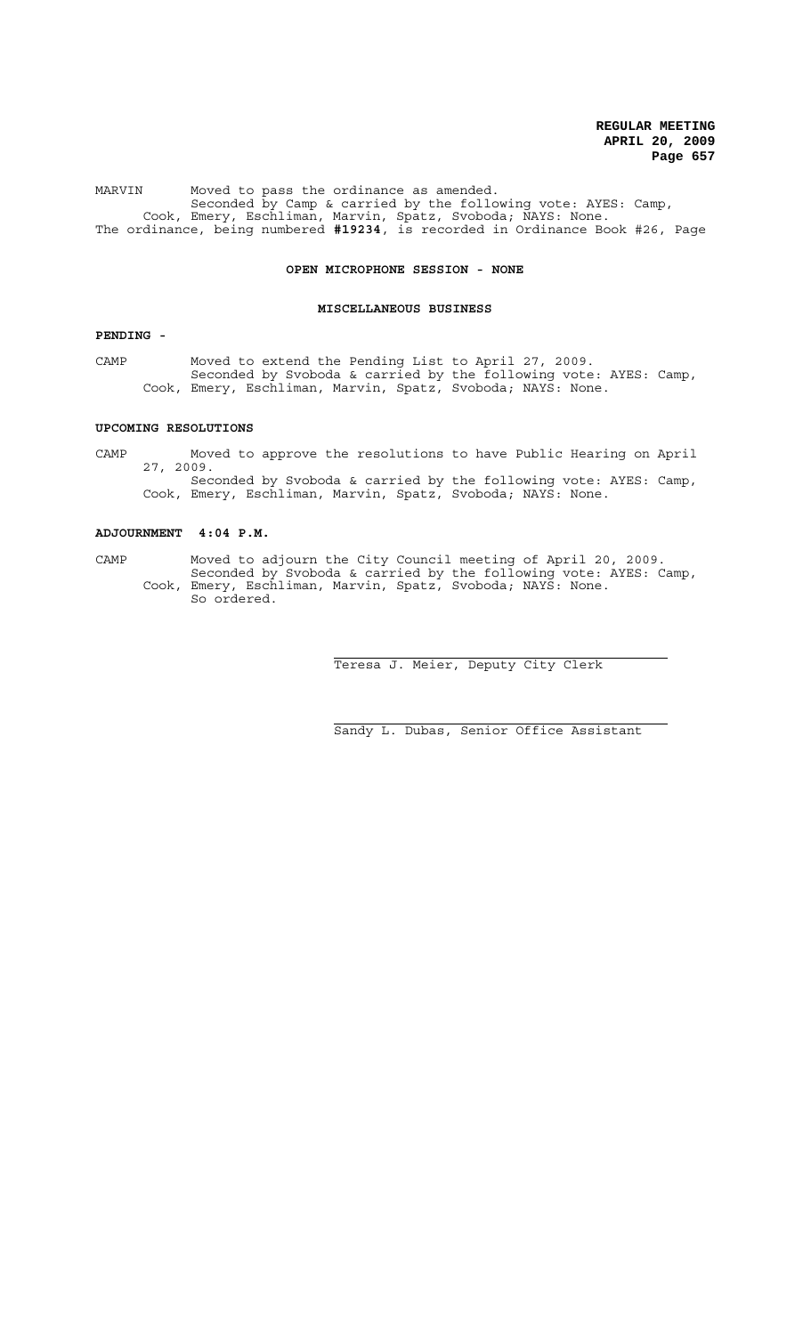MARVIN Moved to pass the ordinance as amended.
Seconded by Camp & carried by the following vote: AYES: Camp, Cook, Emery, Eschliman, Marvin, Spatz, Svoboda; NAYS: None.
The ordinance, being numbered **#19234**, is recorded in Ordinance Book #26, Page

**OPEN MICROPHONE SESSION - NONE**

**MISCELLANEOUS BUSINESS**

**PENDING -**

CAMP Moved to extend the Pending List to April 27, 2009.
Seconded by Svoboda & carried by the following vote: AYES: Camp, Cook, Emery, Eschliman, Marvin, Spatz, Svoboda; NAYS: None.

**UPCOMING RESOLUTIONS**

CAMP Moved to approve the resolutions to have Public Hearing on April 27, 2009.
Seconded by Svoboda & carried by the following vote: AYES: Camp, Cook, Emery, Eschliman, Marvin, Spatz, Svoboda; NAYS: None.

**ADJOURNMENT 4:04 P.M.**

CAMP Moved to adjourn the City Council meeting of April 20, 2009.
Seconded by Svoboda & carried by the following vote: AYES: Camp, Cook, Emery, Eschliman, Marvin, Spatz, Svoboda; NAYS: None.
So ordered.

Teresa J. Meier, Deputy City Clerk

Sandy L. Dubas, Senior Office Assistant